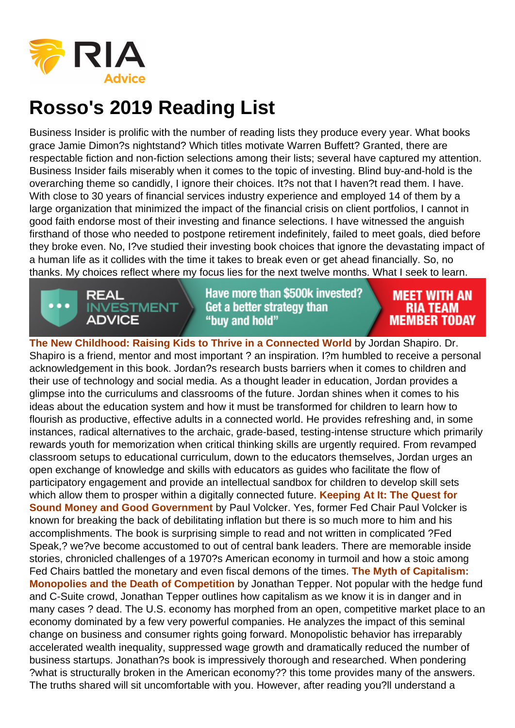# Rosso's 2019 Reading List

Business Insider is prolific with the number of reading lists they produce every year. What books grace Jamie Dimon?s nightstand? Which titles motivate Warren Buffett? Granted, there are respectable fiction and non-fiction selections among their lists; several have captured my attention. Business Insider fails miserably when it comes to the topic of investing. Blind buy-and-hold is the overarching theme so candidly, I ignore their choices. It?s not that I haven?t read them. I have. With close to 30 years of financial services industry experience and employed 14 of them by a large organization that minimized the impact of the financial crisis on client portfolios, I cannot in good faith endorse most of their investing and finance selections. I have witnessed the anguish firsthand of those who needed to postpone retirement indefinitely, failed to meet goals, died before they broke even. No, I?ve studied their investing book choices that ignore the devastating impact of a human life as it collides with the time it takes to break even or get ahead financially. So, no thanks. My choices reflect where my focus lies for the next twelve months. What I seek to learn.

**The New Childhood: Raising Kids to Thrive in a Connected World** by Jordan Shapiro. Dr. Shapiro is a friend, mentor and most important ? an inspiration. I?m humbled to receive a personal acknowledgement in this book. Jordan?s research busts barriers when it comes to children and their use of technology and social media. As a thought leader in education, Jordan provides a glimpse into the curriculums and classrooms of the future. Jordan shines when it comes to his ideas about the education system and how it must be transformed for children to learn how to flourish as productive, effective adults in a connected world. He provides refreshing and, in some instances, radical alternatives to the archaic, grade-based, testing-intense structure which primarily rewards youth for memorization when critical thinking skills are urgently required. From revamped classroom setups to educational curriculum, down to the educators themselves, Jordan urges an open exchange of knowledge and skills with educators as guides who facilitate the flow of participatory engagement and provide an intellectual sandbox for children to develop skill sets which allow them to prosper within a digitally connected future. **Keeping At It: The Quest for Sound Money and Good Government** by Paul Volcker. Yes, former Fed Chair Paul Volcker is known for breaking the back of debilitating inflation but there is so much more to him and his accomplishments. The book is surprising simple to read and not written in complicated ?Fed Speak,? we?ve become accustomed to out of central bank leaders. There are memorable inside stories, chronicled challenges of a 1970?s American economy in turmoil and how a stoic among Fed Chairs battled the monetary and even fiscal demons of the times. **The Myth of Capitalism: Monopolies and the Death of Competition** by Jonathan Tepper. Not popular with the hedge fund and C-Suite crowd, Jonathan Tepper outlines how capitalism as we know it is in danger and in many cases ? dead. The U.S. economy has morphed from an open, competitive market place to an economy dominated by a few very powerful companies. He analyzes the impact of this seminal change on business and consumer rights going forward. Monopolistic behavior has irreparably accelerated wealth inequality, suppressed wage growth and dramatically reduced the number of business startups. Jonathan?s book is impressively thorough and researched. When pondering ?what is structurally broken in the American economy?? this tome provides many of the answers. The truths shared will sit uncomfortable with you. However, after reading you?ll understand a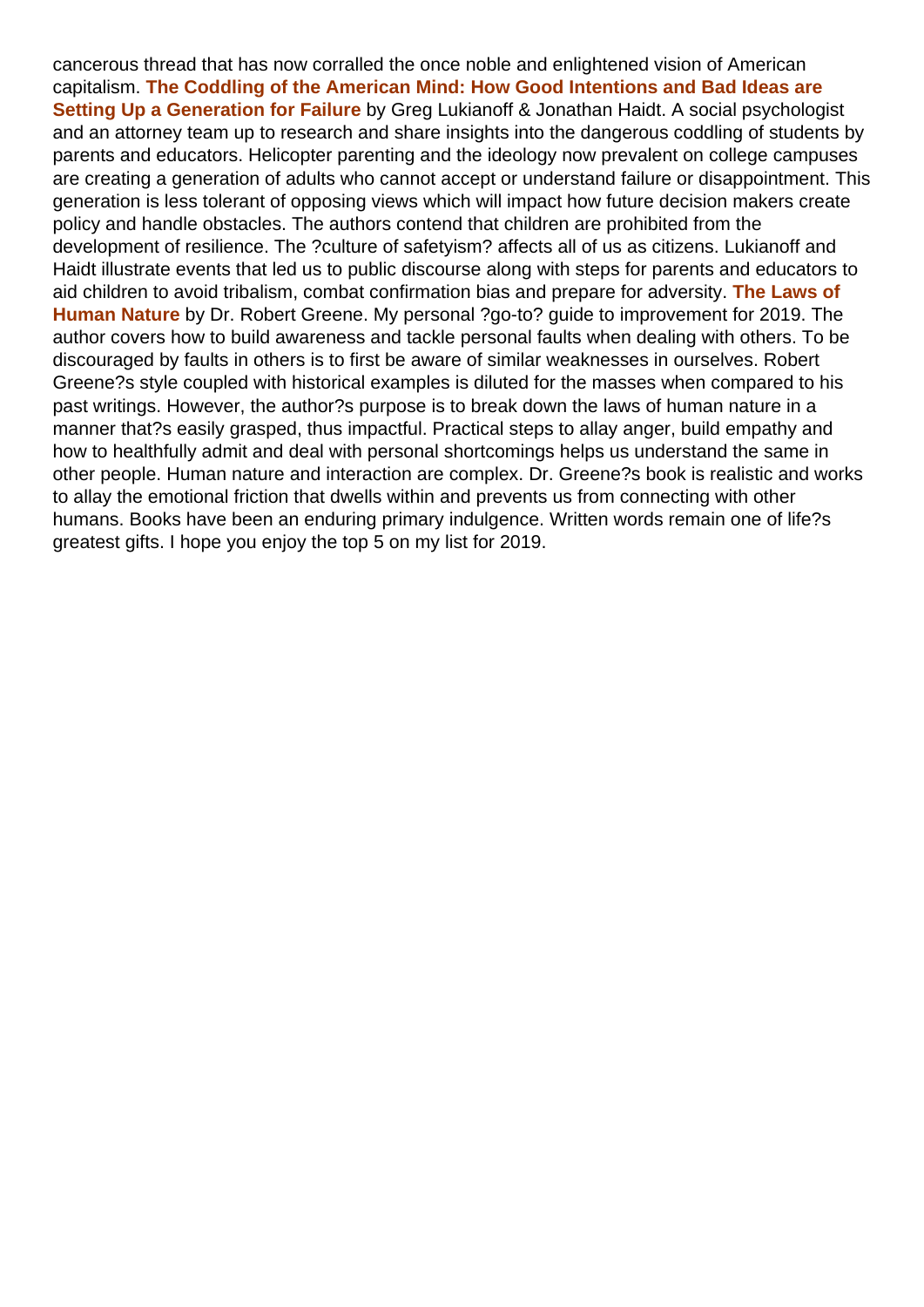cancerous thread that has now corralled the once noble and enlightened vision of American capitalism. **The Coddling of the American Mind: How Good Intentions and Bad Ideas are Setting Up a Generation for Failure** by Greg Lukianoff & Jonathan Haidt. A social psychologist and an attorney team up to research and share insights into the dangerous coddling of students by parents and educators. Helicopter parenting and the ideology now prevalent on college campuses are creating a generation of adults who cannot accept or understand failure or disappointment. This generation is less tolerant of opposing views which will impact how future decision makers create policy and handle obstacles. The authors contend that children are prohibited from the development of resilience. The ?culture of safetyism? affects all of us as citizens. Lukianoff and Haidt illustrate events that led us to public discourse along with steps for parents and educators to aid children to avoid tribalism, combat confirmation bias and prepare for adversity. **The Laws of Human Nature** by Dr. Robert Greene. My personal ?go-to? guide to improvement for 2019. The author covers how to build awareness and tackle personal faults when dealing with others. To be discouraged by faults in others is to first be aware of similar weaknesses in ourselves. Robert Greene?s style coupled with historical examples is diluted for the masses when compared to his past writings. However, the author?s purpose is to break down the laws of human nature in a manner that?s easily grasped, thus impactful. Practical steps to allay anger, build empathy and how to healthfully admit and deal with personal shortcomings helps us understand the same in other people. Human nature and interaction are complex. Dr. Greene?s book is realistic and works to allay the emotional friction that dwells within and prevents us from connecting with other humans. Books have been an enduring primary indulgence. Written words remain one of life?s greatest gifts. I hope you enjoy the top 5 on my list for 2019.